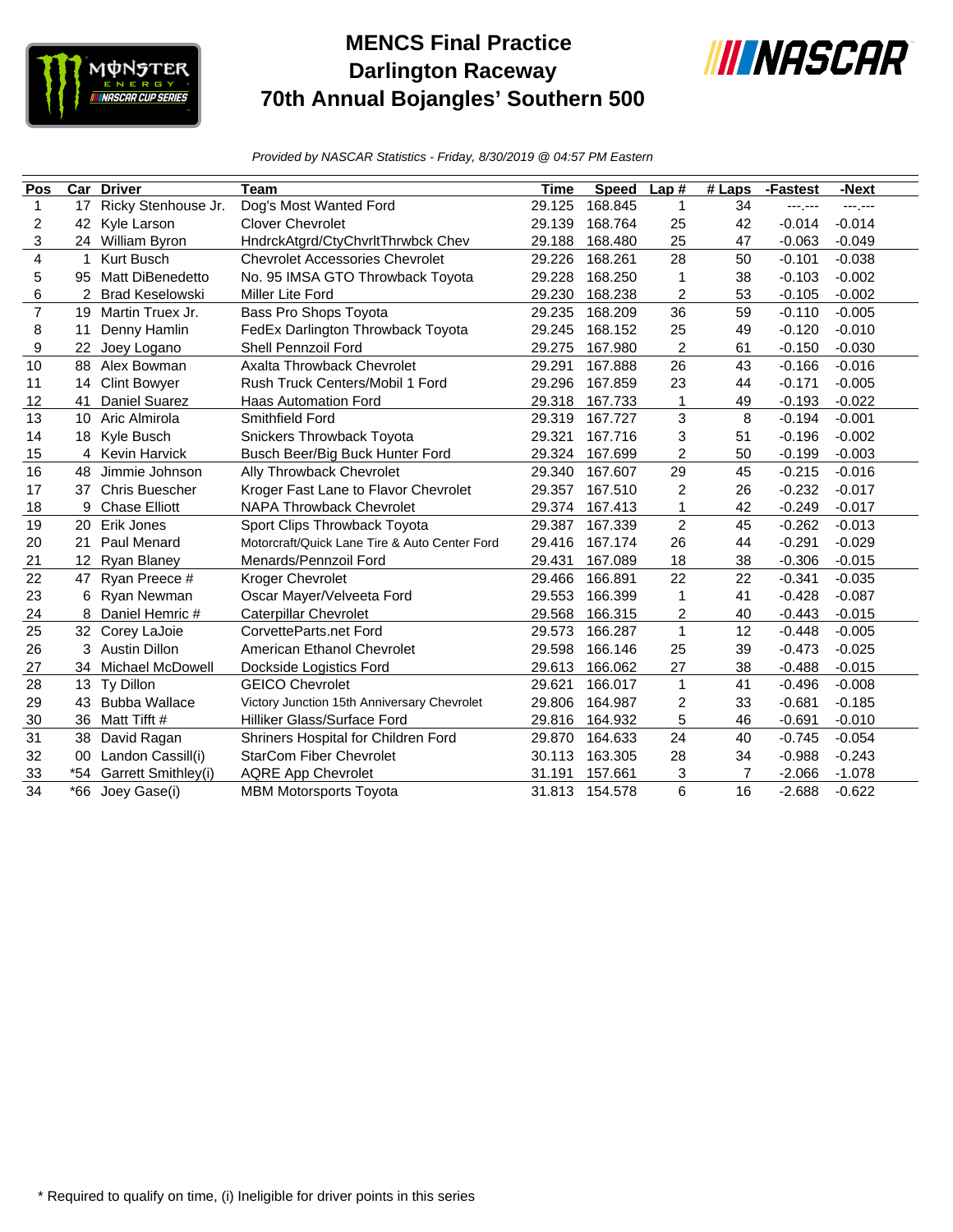# MENCS Final Practice
# Darlington Raceway
# 70th Annual Bojangles' Southern 500

*Provided by NASCAR Statistics - Friday, 8/30/2019 @ 04:57 PM Eastern*

| Pos | Car | Driver | Team | Time | Speed | Lap # | # Laps | -Fastest | -Next |
|---|---|---|---|---|---|---|---|---|---|
| 1 | 17 | Ricky Stenhouse Jr. | Dog's Most Wanted Ford | 29.125 | 168.845 | 1 | 34 | ---.--- | ---.--- |
| 2 | 42 | Kyle Larson | Clover Chevrolet | 29.139 | 168.764 | 25 | 42 | -0.014 | -0.014 |
| 3 | 24 | William Byron | HndrckAtgrd/CtyChvrltThrwbck Chev | 29.188 | 168.480 | 25 | 47 | -0.063 | -0.049 |
| 4 | 1 | Kurt Busch | Chevrolet Accessories Chevrolet | 29.226 | 168.261 | 28 | 50 | -0.101 | -0.038 |
| 5 | 95 | Matt DiBenedetto | No. 95 IMSA GTO Throwback Toyota | 29.228 | 168.250 | 1 | 38 | -0.103 | -0.002 |
| 6 | 2 | Brad Keselowski | Miller Lite Ford | 29.230 | 168.238 | 2 | 53 | -0.105 | -0.002 |
| 7 | 19 | Martin Truex Jr. | Bass Pro Shops Toyota | 29.235 | 168.209 | 36 | 59 | -0.110 | -0.005 |
| 8 | 11 | Denny Hamlin | FedEx Darlington Throwback Toyota | 29.245 | 168.152 | 25 | 49 | -0.120 | -0.010 |
| 9 | 22 | Joey Logano | Shell Pennzoil Ford | 29.275 | 167.980 | 2 | 61 | -0.150 | -0.030 |
| 10 | 88 | Alex Bowman | Axalta Throwback Chevrolet | 29.291 | 167.888 | 26 | 43 | -0.166 | -0.016 |
| 11 | 14 | Clint Bowyer | Rush Truck Centers/Mobil 1 Ford | 29.296 | 167.859 | 23 | 44 | -0.171 | -0.005 |
| 12 | 41 | Daniel Suarez | Haas Automation Ford | 29.318 | 167.733 | 1 | 49 | -0.193 | -0.022 |
| 13 | 10 | Aric Almirola | Smithfield Ford | 29.319 | 167.727 | 3 | 8 | -0.194 | -0.001 |
| 14 | 18 | Kyle Busch | Snickers Throwback Toyota | 29.321 | 167.716 | 3 | 51 | -0.196 | -0.002 |
| 15 | 4 | Kevin Harvick | Busch Beer/Big Buck Hunter Ford | 29.324 | 167.699 | 2 | 50 | -0.199 | -0.003 |
| 16 | 48 | Jimmie Johnson | Ally Throwback Chevrolet | 29.340 | 167.607 | 29 | 45 | -0.215 | -0.016 |
| 17 | 37 | Chris Buescher | Kroger Fast Lane to Flavor Chevrolet | 29.357 | 167.510 | 2 | 26 | -0.232 | -0.017 |
| 18 | 9 | Chase Elliott | NAPA Throwback Chevrolet | 29.374 | 167.413 | 1 | 42 | -0.249 | -0.017 |
| 19 | 20 | Erik Jones | Sport Clips Throwback Toyota | 29.387 | 167.339 | 2 | 45 | -0.262 | -0.013 |
| 20 | 21 | Paul Menard | Motorcraft/Quick Lane Tire & Auto Center Ford | 29.416 | 167.174 | 26 | 44 | -0.291 | -0.029 |
| 21 | 12 | Ryan Blaney | Menards/Pennzoil Ford | 29.431 | 167.089 | 18 | 38 | -0.306 | -0.015 |
| 22 | 47 | Ryan Preece # | Kroger Chevrolet | 29.466 | 166.891 | 22 | 22 | -0.341 | -0.035 |
| 23 | 6 | Ryan Newman | Oscar Mayer/Velveeta Ford | 29.553 | 166.399 | 1 | 41 | -0.428 | -0.087 |
| 24 | 8 | Daniel Hemric # | Caterpillar Chevrolet | 29.568 | 166.315 | 2 | 40 | -0.443 | -0.015 |
| 25 | 32 | Corey LaJoie | CorvetteParts.net Ford | 29.573 | 166.287 | 1 | 12 | -0.448 | -0.005 |
| 26 | 3 | Austin Dillon | American Ethanol Chevrolet | 29.598 | 166.146 | 25 | 39 | -0.473 | -0.025 |
| 27 | 34 | Michael McDowell | Dockside Logistics Ford | 29.613 | 166.062 | 27 | 38 | -0.488 | -0.015 |
| 28 | 13 | Ty Dillon | GEICO Chevrolet | 29.621 | 166.017 | 1 | 41 | -0.496 | -0.008 |
| 29 | 43 | Bubba Wallace | Victory Junction 15th Anniversary Chevrolet | 29.806 | 164.987 | 2 | 33 | -0.681 | -0.185 |
| 30 | 36 | Matt Tifft # | Hilliker Glass/Surface Ford | 29.816 | 164.932 | 5 | 46 | -0.691 | -0.010 |
| 31 | 38 | David Ragan | Shriners Hospital for Children Ford | 29.870 | 164.633 | 24 | 40 | -0.745 | -0.054 |
| 32 | 00 | Landon Cassill(i) | StarCom Fiber Chevrolet | 30.113 | 163.305 | 28 | 34 | -0.988 | -0.243 |
| 33 | *54 | Garrett Smithley(i) | AQRE App Chevrolet | 31.191 | 157.661 | 3 | 7 | -2.066 | -1.078 |
| 34 | *66 | Joey Gase(i) | MBM Motorsports Toyota | 31.813 | 154.578 | 6 | 16 | -2.688 | -0.622 |

* Required to qualify on time, (i) Ineligible for driver points in this series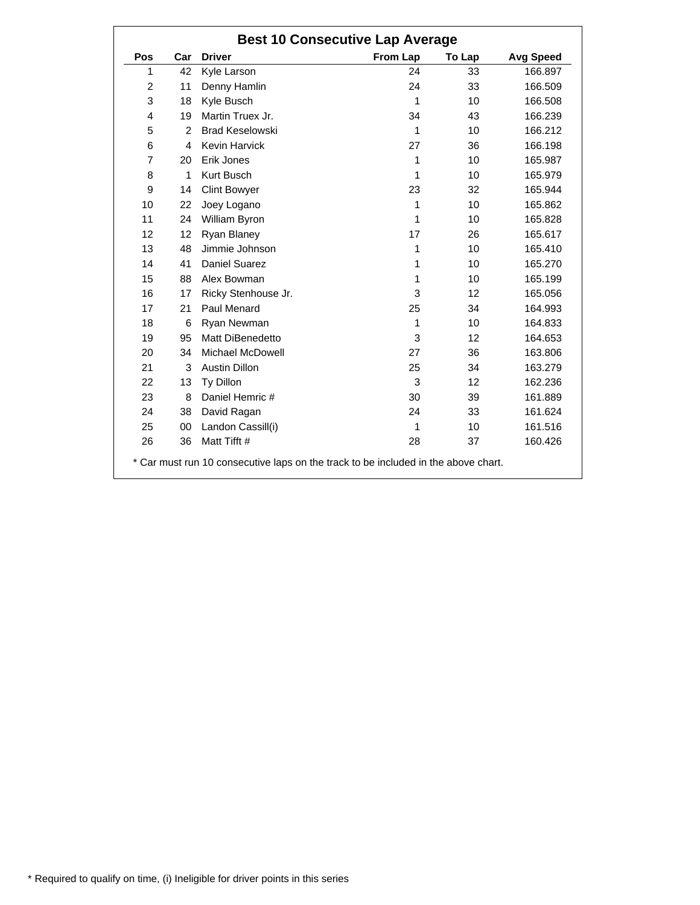## Best 10 Consecutive Lap Average

| Pos | Car | Driver | From Lap | To Lap | Avg Speed |
|---|---|---|---|---|---|
| 1 | 42 | Kyle Larson | 24 | 33 | 166.897 |
| 2 | 11 | Denny Hamlin | 24 | 33 | 166.509 |
| 3 | 18 | Kyle Busch | 1 | 10 | 166.508 |
| 4 | 19 | Martin Truex Jr. | 34 | 43 | 166.239 |
| 5 | 2 | Brad Keselowski | 1 | 10 | 166.212 |
| 6 | 4 | Kevin Harvick | 27 | 36 | 166.198 |
| 7 | 20 | Erik Jones | 1 | 10 | 165.987 |
| 8 | 1 | Kurt Busch | 1 | 10 | 165.979 |
| 9 | 14 | Clint Bowyer | 23 | 32 | 165.944 |
| 10 | 22 | Joey Logano | 1 | 10 | 165.862 |
| 11 | 24 | William Byron | 1 | 10 | 165.828 |
| 12 | 12 | Ryan Blaney | 17 | 26 | 165.617 |
| 13 | 48 | Jimmie Johnson | 1 | 10 | 165.410 |
| 14 | 41 | Daniel Suarez | 1 | 10 | 165.270 |
| 15 | 88 | Alex Bowman | 1 | 10 | 165.199 |
| 16 | 17 | Ricky Stenhouse Jr. | 3 | 12 | 165.056 |
| 17 | 21 | Paul Menard | 25 | 34 | 164.993 |
| 18 | 6 | Ryan Newman | 1 | 10 | 164.833 |
| 19 | 95 | Matt DiBenedetto | 3 | 12 | 164.653 |
| 20 | 34 | Michael McDowell | 27 | 36 | 163.806 |
| 21 | 3 | Austin Dillon | 25 | 34 | 163.279 |
| 22 | 13 | Ty Dillon | 3 | 12 | 162.236 |
| 23 | 8 | Daniel Hemric # | 30 | 39 | 161.889 |
| 24 | 38 | David Ragan | 24 | 33 | 161.624 |
| 25 | 00 | Landon Cassill(i) | 1 | 10 | 161.516 |
| 26 | 36 | Matt Tifft # | 28 | 37 | 160.426 |

* Car must run 10 consecutive laps on the track to be included in the above chart.

* Required to qualify on time, (i) Ineligible for driver points in this series